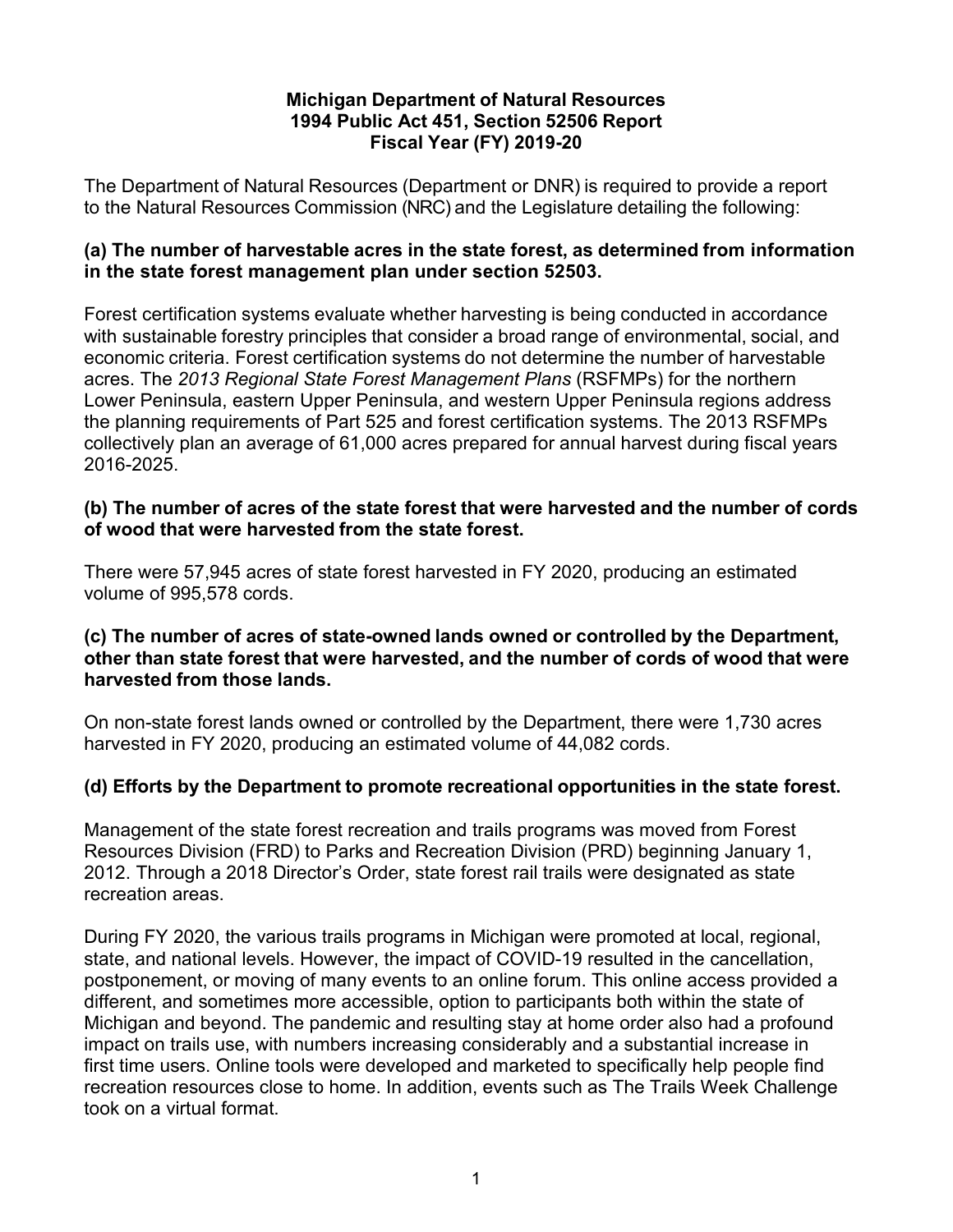# Michigan Department of Natural Resources
# 1994 Public Act 451, Section 52506 Report
# Fiscal Year (FY) 2019-20

The Department of Natural Resources (Department or DNR) is required to provide a report to the Natural Resources Commission (NRC) and the Legislature detailing the following:

### (a) The number of harvestable acres in the state forest, as determined from information in the state forest management plan under section 52503.

Forest certification systems evaluate whether harvesting is being conducted in accordance with sustainable forestry principles that consider a broad range of environmental, social, and economic criteria. Forest certification systems do not determine the number of harvestable acres. The *2013 Regional State Forest Management Plans* (RSFMPs) for the northern Lower Peninsula, eastern Upper Peninsula, and western Upper Peninsula regions address the planning requirements of Part 525 and forest certification systems. The 2013 RSFMPs collectively plan an average of 61,000 acres prepared for annual harvest during fiscal years 2016-2025.

### (b) The number of acres of the state forest that were harvested and the number of cords of wood that were harvested from the state forest.

There were 57,945 acres of state forest harvested in FY 2020, producing an estimated volume of 995,578 cords.

### (c) The number of acres of state-owned lands owned or controlled by the Department, other than state forest that were harvested, and the number of cords of wood that were harvested from those lands.

On non-state forest lands owned or controlled by the Department, there were 1,730 acres harvested in FY 2020, producing an estimated volume of 44,082 cords.

### (d) Efforts by the Department to promote recreational opportunities in the state forest.

Management of the state forest recreation and trails programs was moved from Forest Resources Division (FRD) to Parks and Recreation Division (PRD) beginning January 1, 2012. Through a 2018 Director's Order, state forest rail trails were designated as state recreation areas.

During FY 2020, the various trails programs in Michigan were promoted at local, regional, state, and national levels. However, the impact of COVID-19 resulted in the cancellation, postponement, or moving of many events to an online forum. This online access provided a different, and sometimes more accessible, option to participants both within the state of Michigan and beyond. The pandemic and resulting stay at home order also had a profound impact on trails use, with numbers increasing considerably and a substantial increase in first time users. Online tools were developed and marketed to specifically help people find recreation resources close to home. In addition, events such as The Trails Week Challenge took on a virtual format.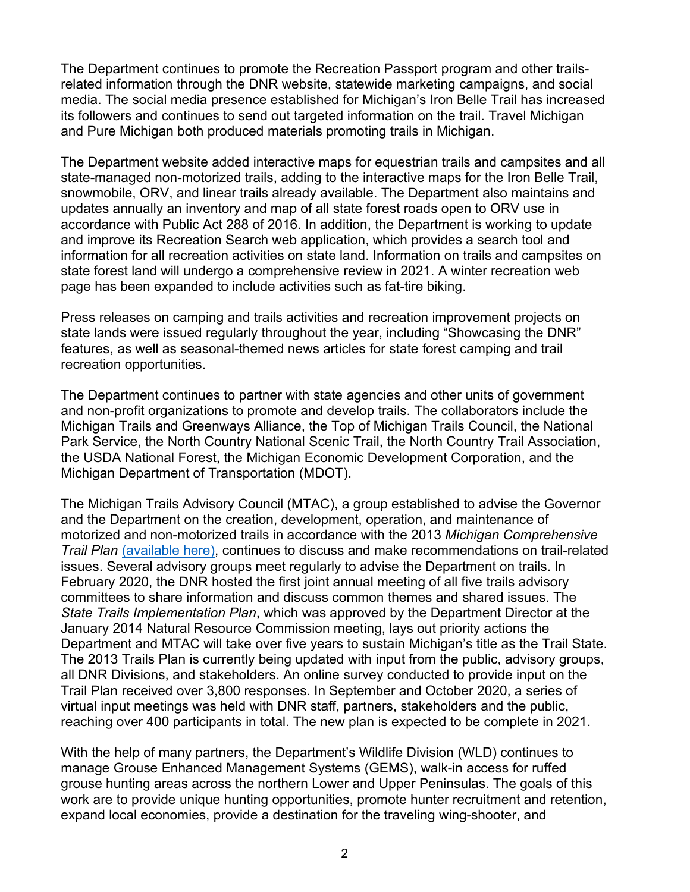The Department continues to promote the Recreation Passport program and other trails-related information through the DNR website, statewide marketing campaigns, and social media. The social media presence established for Michigan's Iron Belle Trail has increased its followers and continues to send out targeted information on the trail. Travel Michigan and Pure Michigan both produced materials promoting trails in Michigan.

The Department website added interactive maps for equestrian trails and campsites and all state-managed non-motorized trails, adding to the interactive maps for the Iron Belle Trail, snowmobile, ORV, and linear trails already available. The Department also maintains and updates annually an inventory and map of all state forest roads open to ORV use in accordance with Public Act 288 of 2016. In addition, the Department is working to update and improve its Recreation Search web application, which provides a search tool and information for all recreation activities on state land. Information on trails and campsites on state forest land will undergo a comprehensive review in 2021. A winter recreation web page has been expanded to include activities such as fat-tire biking.

Press releases on camping and trails activities and recreation improvement projects on state lands were issued regularly throughout the year, including "Showcasing the DNR" features, as well as seasonal-themed news articles for state forest camping and trail recreation opportunities.

The Department continues to partner with state agencies and other units of government and non-profit organizations to promote and develop trails. The collaborators include the Michigan Trails and Greenways Alliance, the Top of Michigan Trails Council, the National Park Service, the North Country National Scenic Trail, the North Country Trail Association, the USDA National Forest, the Michigan Economic Development Corporation, and the Michigan Department of Transportation (MDOT).

The Michigan Trails Advisory Council (MTAC), a group established to advise the Governor and the Department on the creation, development, operation, and maintenance of motorized and non-motorized trails in accordance with the 2013 *Michigan Comprehensive Trail Plan* (available here), continues to discuss and make recommendations on trail-related issues. Several advisory groups meet regularly to advise the Department on trails. In February 2020, the DNR hosted the first joint annual meeting of all five trails advisory committees to share information and discuss common themes and shared issues. The *State Trails Implementation Plan*, which was approved by the Department Director at the January 2014 Natural Resource Commission meeting, lays out priority actions the Department and MTAC will take over five years to sustain Michigan's title as the Trail State. The 2013 Trails Plan is currently being updated with input from the public, advisory groups, all DNR Divisions, and stakeholders. An online survey conducted to provide input on the Trail Plan received over 3,800 responses. In September and October 2020, a series of virtual input meetings was held with DNR staff, partners, stakeholders and the public, reaching over 400 participants in total. The new plan is expected to be complete in 2021.

With the help of many partners, the Department's Wildlife Division (WLD) continues to manage Grouse Enhanced Management Systems (GEMS), walk-in access for ruffed grouse hunting areas across the northern Lower and Upper Peninsulas. The goals of this work are to provide unique hunting opportunities, promote hunter recruitment and retention, expand local economies, provide a destination for the traveling wing-shooter, and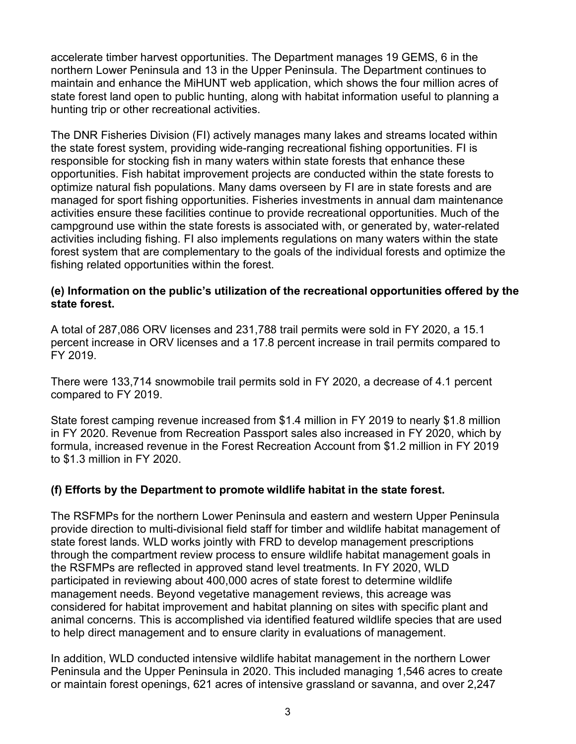accelerate timber harvest opportunities. The Department manages 19 GEMS, 6 in the northern Lower Peninsula and 13 in the Upper Peninsula. The Department continues to maintain and enhance the MiHUNT web application, which shows the four million acres of state forest land open to public hunting, along with habitat information useful to planning a hunting trip or other recreational activities.

The DNR Fisheries Division (FI) actively manages many lakes and streams located within the state forest system, providing wide-ranging recreational fishing opportunities. FI is responsible for stocking fish in many waters within state forests that enhance these opportunities. Fish habitat improvement projects are conducted within the state forests to optimize natural fish populations. Many dams overseen by FI are in state forests and are managed for sport fishing opportunities. Fisheries investments in annual dam maintenance activities ensure these facilities continue to provide recreational opportunities. Much of the campground use within the state forests is associated with, or generated by, water-related activities including fishing. FI also implements regulations on many waters within the state forest system that are complementary to the goals of the individual forests and optimize the fishing related opportunities within the forest.

**(e) Information on the public's utilization of the recreational opportunities offered by the state forest.**

A total of 287,086 ORV licenses and 231,788 trail permits were sold in FY 2020, a 15.1 percent increase in ORV licenses and a 17.8 percent increase in trail permits compared to FY 2019.

There were 133,714 snowmobile trail permits sold in FY 2020, a decrease of 4.1 percent compared to FY 2019.

State forest camping revenue increased from $1.4 million in FY 2019 to nearly $1.8 million in FY 2020. Revenue from Recreation Passport sales also increased in FY 2020, which by formula, increased revenue in the Forest Recreation Account from $1.2 million in FY 2019 to $1.3 million in FY 2020.

**(f) Efforts by the Department to promote wildlife habitat in the state forest.**

The RSFMPs for the northern Lower Peninsula and eastern and western Upper Peninsula provide direction to multi-divisional field staff for timber and wildlife habitat management of state forest lands. WLD works jointly with FRD to develop management prescriptions through the compartment review process to ensure wildlife habitat management goals in the RSFMPs are reflected in approved stand level treatments. In FY 2020, WLD participated in reviewing about 400,000 acres of state forest to determine wildlife management needs. Beyond vegetative management reviews, this acreage was considered for habitat improvement and habitat planning on sites with specific plant and animal concerns. This is accomplished via identified featured wildlife species that are used to help direct management and to ensure clarity in evaluations of management.

In addition, WLD conducted intensive wildlife habitat management in the northern Lower Peninsula and the Upper Peninsula in 2020. This included managing 1,546 acres to create or maintain forest openings, 621 acres of intensive grassland or savanna, and over 2,247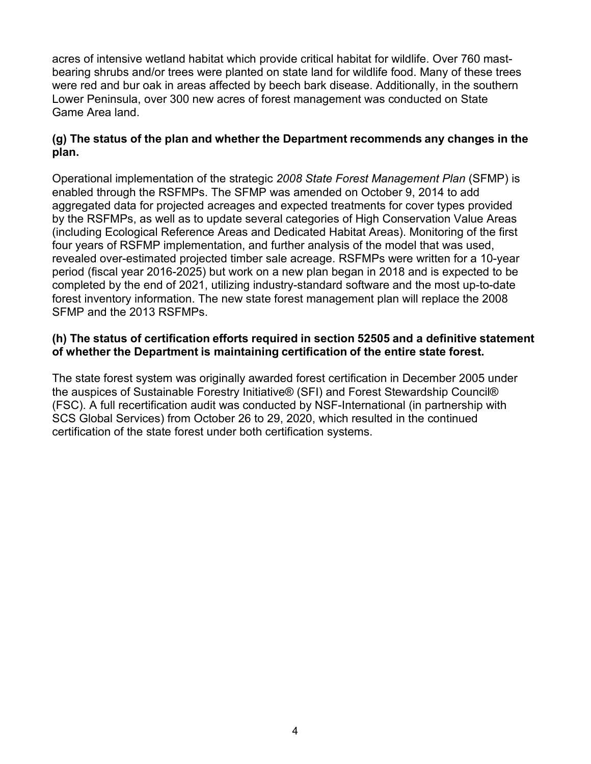acres of intensive wetland habitat which provide critical habitat for wildlife. Over 760 mast-bearing shrubs and/or trees were planted on state land for wildlife food. Many of these trees were red and bur oak in areas affected by beech bark disease. Additionally, in the southern Lower Peninsula, over 300 new acres of forest management was conducted on State Game Area land.

**(g) The status of the plan and whether the Department recommends any changes in the plan.**

Operational implementation of the strategic *2008 State Forest Management Plan* (SFMP) is enabled through the RSFMPs. The SFMP was amended on October 9, 2014 to add aggregated data for projected acreages and expected treatments for cover types provided by the RSFMPs, as well as to update several categories of High Conservation Value Areas (including Ecological Reference Areas and Dedicated Habitat Areas). Monitoring of the first four years of RSFMP implementation, and further analysis of the model that was used, revealed over-estimated projected timber sale acreage. RSFMPs were written for a 10-year period (fiscal year 2016-2025) but work on a new plan began in 2018 and is expected to be completed by the end of 2021, utilizing industry-standard software and the most up-to-date forest inventory information. The new state forest management plan will replace the 2008 SFMP and the 2013 RSFMPs.

**(h) The status of certification efforts required in section 52505 and a definitive statement of whether the Department is maintaining certification of the entire state forest.**

The state forest system was originally awarded forest certification in December 2005 under the auspices of Sustainable Forestry Initiative® (SFI) and Forest Stewardship Council® (FSC). A full recertification audit was conducted by NSF-International (in partnership with SCS Global Services) from October 26 to 29, 2020, which resulted in the continued certification of the state forest under both certification systems.